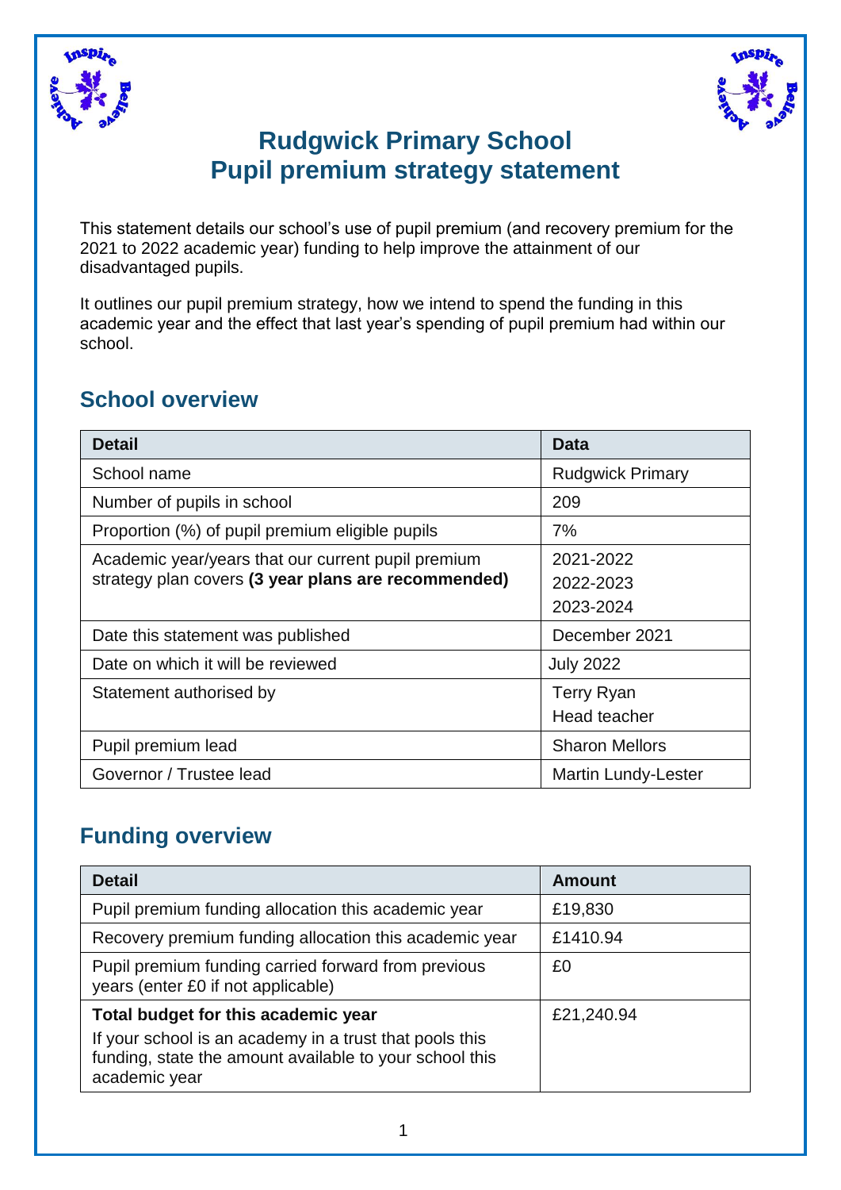# Rudgwick Primary School
# Pupil premium strategy statement

This statement details our school's use of pupil premium (and recovery premium for the 2021 to 2022 academic year) funding to help improve the attainment of our disadvantaged pupils.

It outlines our pupil premium strategy, how we intend to spend the funding in this academic year and the effect that last year's spending of pupil premium had within our school.

## School overview

| Detail | Data |
| --- | --- |
| School name | Rudgwick Primary |
| Number of pupils in school | 209 |
| Proportion (%) of pupil premium eligible pupils | 7% |
| Academic year/years that our current pupil premium strategy plan covers **(3 year plans are recommended)** | 2021-2022<br>2022-2023<br>2023-2024 |
| Date this statement was published | December 2021 |
| Date on which it will be reviewed | July 2022 |
| Statement authorised by | Terry Ryan<br>Head teacher |
| Pupil premium lead | Sharon Mellors |
| Governor / Trustee lead | Martin Lundy-Lester |

## Funding overview

| Detail | Amount |
| --- | --- |
| Pupil premium funding allocation this academic year | £19,830 |
| Recovery premium funding allocation this academic year | £1410.94 |
| Pupil premium funding carried forward from previous years (enter £0 if not applicable) | £0 |
| **Total budget for this academic year**<br>If your school is an academy in a trust that pools this funding, state the amount available to your school this academic year | £21,240.94 |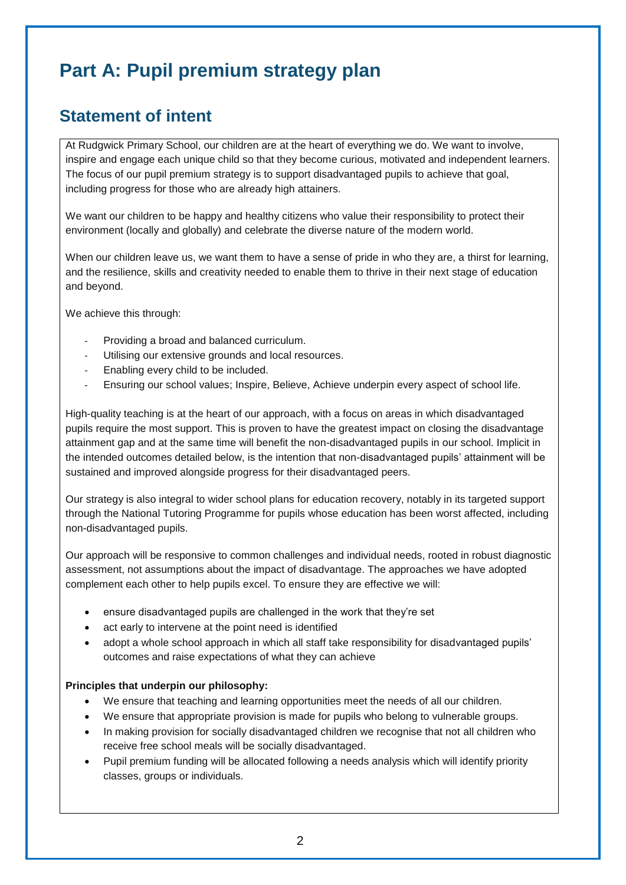# Part A: Pupil premium strategy plan

## Statement of intent

At Rudgwick Primary School, our children are at the heart of everything we do. We want to involve, inspire and engage each unique child so that they become curious, motivated and independent learners. The focus of our pupil premium strategy is to support disadvantaged pupils to achieve that goal, including progress for those who are already high attainers.

We want our children to be happy and healthy citizens who value their responsibility to protect their environment (locally and globally) and celebrate the diverse nature of the modern world.

When our children leave us, we want them to have a sense of pride in who they are, a thirst for learning, and the resilience, skills and creativity needed to enable them to thrive in their next stage of education and beyond.

We achieve this through:

- Providing a broad and balanced curriculum.
- Utilising our extensive grounds and local resources.
- Enabling every child to be included.
- Ensuring our school values; Inspire, Believe, Achieve underpin every aspect of school life.

High-quality teaching is at the heart of our approach, with a focus on areas in which disadvantaged pupils require the most support. This is proven to have the greatest impact on closing the disadvantage attainment gap and at the same time will benefit the non-disadvantaged pupils in our school. Implicit in the intended outcomes detailed below, is the intention that non-disadvantaged pupils' attainment will be sustained and improved alongside progress for their disadvantaged peers.

Our strategy is also integral to wider school plans for education recovery, notably in its targeted support through the National Tutoring Programme for pupils whose education has been worst affected, including non-disadvantaged pupils.

Our approach will be responsive to common challenges and individual needs, rooted in robust diagnostic assessment, not assumptions about the impact of disadvantage. The approaches we have adopted complement each other to help pupils excel. To ensure they are effective we will:

- ensure disadvantaged pupils are challenged in the work that they're set
- act early to intervene at the point need is identified
- adopt a whole school approach in which all staff take responsibility for disadvantaged pupils' outcomes and raise expectations of what they can achieve

**Principles that underpin our philosophy:**

- We ensure that teaching and learning opportunities meet the needs of all our children.
- We ensure that appropriate provision is made for pupils who belong to vulnerable groups.
- In making provision for socially disadvantaged children we recognise that not all children who receive free school meals will be socially disadvantaged.
- Pupil premium funding will be allocated following a needs analysis which will identify priority classes, groups or individuals.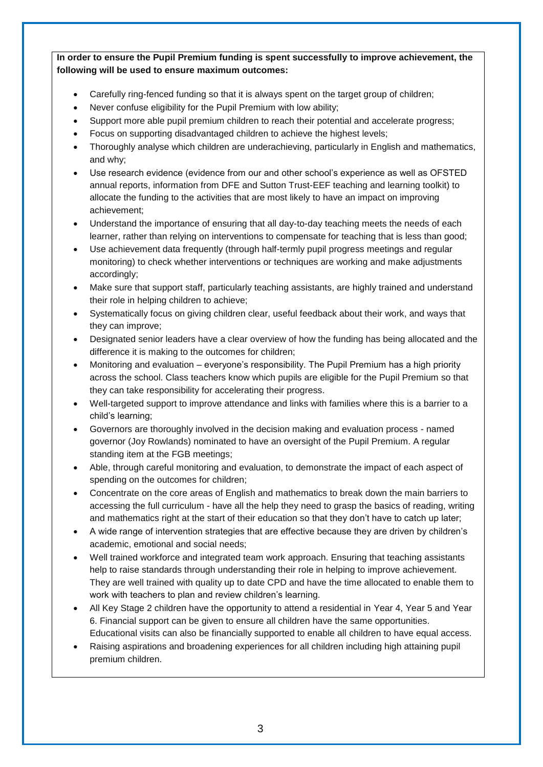**In order to ensure the Pupil Premium funding is spent successfully to improve achievement, the following will be used to ensure maximum outcomes:**

- Carefully ring-fenced funding so that it is always spent on the target group of children;
- Never confuse eligibility for the Pupil Premium with low ability;
- Support more able pupil premium children to reach their potential and accelerate progress;
- Focus on supporting disadvantaged children to achieve the highest levels;
- Thoroughly analyse which children are underachieving, particularly in English and mathematics, and why;
- Use research evidence (evidence from our and other school's experience as well as OFSTED annual reports, information from DFE and Sutton Trust-EEF teaching and learning toolkit) to allocate the funding to the activities that are most likely to have an impact on improving achievement;
- Understand the importance of ensuring that all day-to-day teaching meets the needs of each learner, rather than relying on interventions to compensate for teaching that is less than good;
- Use achievement data frequently (through half-termly pupil progress meetings and regular monitoring) to check whether interventions or techniques are working and make adjustments accordingly;
- Make sure that support staff, particularly teaching assistants, are highly trained and understand their role in helping children to achieve;
- Systematically focus on giving children clear, useful feedback about their work, and ways that they can improve;
- Designated senior leaders have a clear overview of how the funding has being allocated and the difference it is making to the outcomes for children;
- Monitoring and evaluation – everyone's responsibility. The Pupil Premium has a high priority across the school. Class teachers know which pupils are eligible for the Pupil Premium so that they can take responsibility for accelerating their progress.
- Well-targeted support to improve attendance and links with families where this is a barrier to a child's learning;
- Governors are thoroughly involved in the decision making and evaluation process - named governor (Joy Rowlands) nominated to have an oversight of the Pupil Premium. A regular standing item at the FGB meetings;
- Able, through careful monitoring and evaluation, to demonstrate the impact of each aspect of spending on the outcomes for children;
- Concentrate on the core areas of English and mathematics to break down the main barriers to accessing the full curriculum - have all the help they need to grasp the basics of reading, writing and mathematics right at the start of their education so that they don't have to catch up later;
- A wide range of intervention strategies that are effective because they are driven by children's academic, emotional and social needs;
- Well trained workforce and integrated team work approach. Ensuring that teaching assistants help to raise standards through understanding their role in helping to improve achievement. They are well trained with quality up to date CPD and have the time allocated to enable them to work with teachers to plan and review children's learning.
- All Key Stage 2 children have the opportunity to attend a residential in Year 4, Year 5 and Year 6. Financial support can be given to ensure all children have the same opportunities. Educational visits can also be financially supported to enable all children to have equal access.
- Raising aspirations and broadening experiences for all children including high attaining pupil premium children.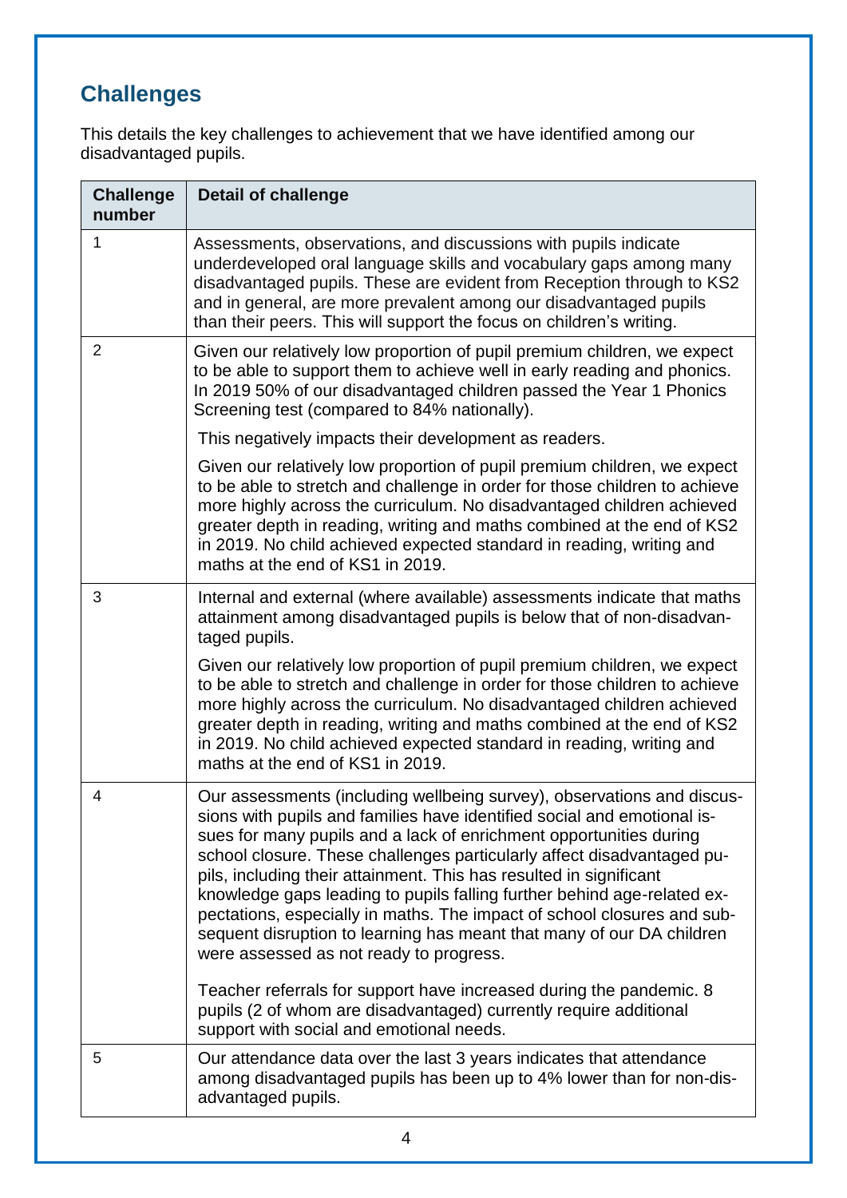## Challenges

This details the key challenges to achievement that we have identified among our disadvantaged pupils.

| Challenge number | Detail of challenge |
|---|---|
| 1 | Assessments, observations, and discussions with pupils indicate underdeveloped oral language skills and vocabulary gaps among many disadvantaged pupils. These are evident from Reception through to KS2 and in general, are more prevalent among our disadvantaged pupils than their peers. This will support the focus on children's writing. |
| 2 | Given our relatively low proportion of pupil premium children, we expect to be able to support them to achieve well in early reading and phonics. In 2019 50% of our disadvantaged children passed the Year 1 Phonics Screening test (compared to 84% nationally).<br><br>This negatively impacts their development as readers.<br><br>Given our relatively low proportion of pupil premium children, we expect to be able to stretch and challenge in order for those children to achieve more highly across the curriculum. No disadvantaged children achieved greater depth in reading, writing and maths combined at the end of KS2 in 2019. No child achieved expected standard in reading, writing and maths at the end of KS1 in 2019. |
| 3 | Internal and external (where available) assessments indicate that maths attainment among disadvantaged pupils is below that of non-disadvantaged pupils.<br><br>Given our relatively low proportion of pupil premium children, we expect to be able to stretch and challenge in order for those children to achieve more highly across the curriculum. No disadvantaged children achieved greater depth in reading, writing and maths combined at the end of KS2 in 2019. No child achieved expected standard in reading, writing and maths at the end of KS1 in 2019. |
| 4 | Our assessments (including wellbeing survey), observations and discussions with pupils and families have identified social and emotional issues for many pupils and a lack of enrichment opportunities during school closure. These challenges particularly affect disadvantaged pupils, including their attainment. This has resulted in significant knowledge gaps leading to pupils falling further behind age-related expectations, especially in maths. The impact of school closures and subsequent disruption to learning has meant that many of our DA children were assessed as not ready to progress.<br><br>Teacher referrals for support have increased during the pandemic. 8 pupils (2 of whom are disadvantaged) currently require additional support with social and emotional needs. |
| 5 | Our attendance data over the last 3 years indicates that attendance among disadvantaged pupils has been up to 4% lower than for non-disadvantaged pupils. |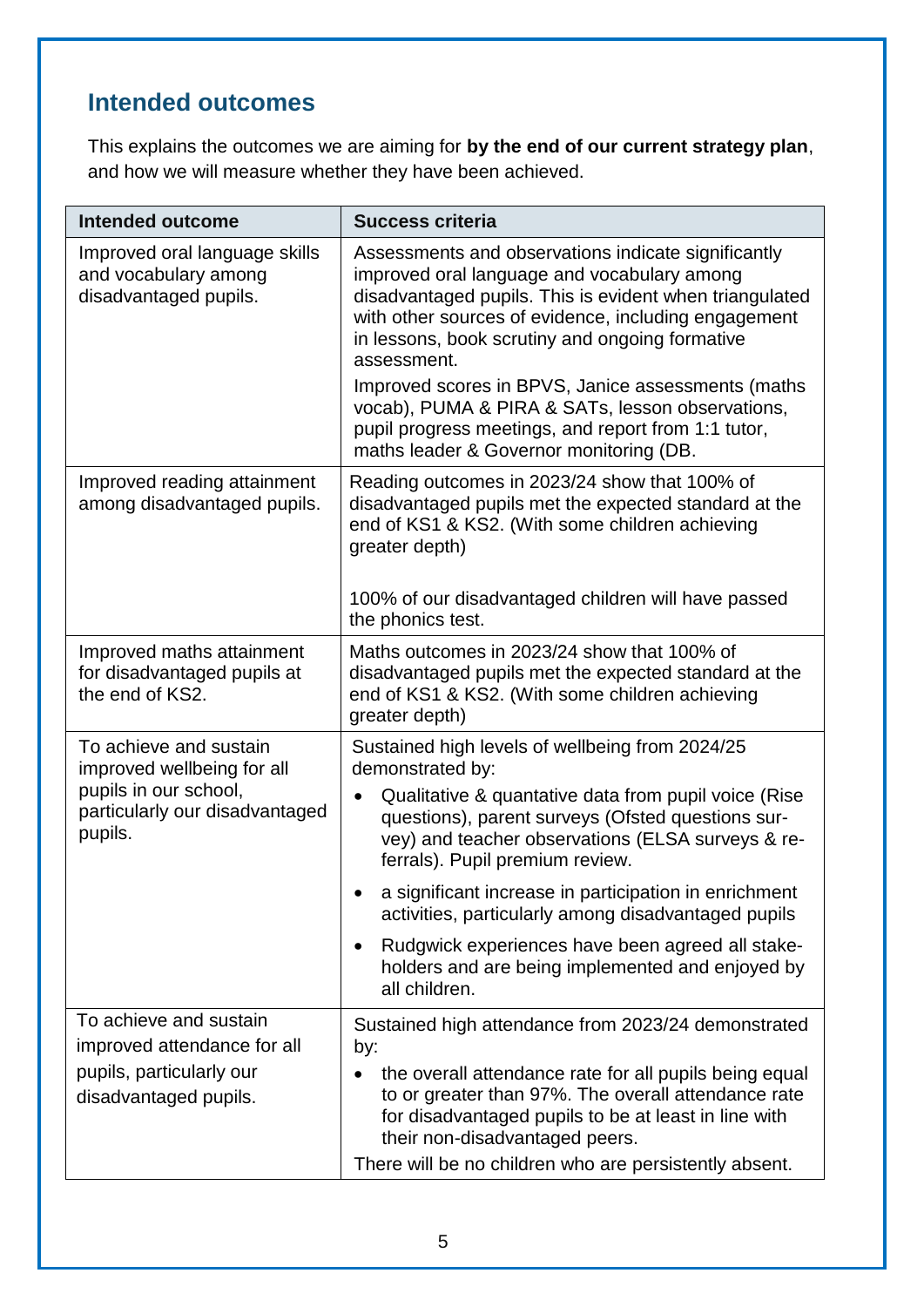## Intended outcomes

This explains the outcomes we are aiming for **by the end of our current strategy plan**, and how we will measure whether they have been achieved.

| Intended outcome | Success criteria |
|---|---|
| Improved oral language skills and vocabulary among disadvantaged pupils. | Assessments and observations indicate significantly improved oral language and vocabulary among disadvantaged pupils. This is evident when triangulated with other sources of evidence, including engagement in lessons, book scrutiny and ongoing formative assessment.<br>Improved scores in BPVS, Janice assessments (maths vocab), PUMA & PIRA & SATs, lesson observations, pupil progress meetings, and report from 1:1 tutor, maths leader & Governor monitoring (DB. |
| Improved reading attainment among disadvantaged pupils. | Reading outcomes in 2023/24 show that 100% of disadvantaged pupils met the expected standard at the end of KS1 & KS2. (With some children achieving greater depth)<br><br>100% of our disadvantaged children will have passed the phonics test. |
| Improved maths attainment for disadvantaged pupils at the end of KS2. | Maths outcomes in 2023/24 show that 100% of disadvantaged pupils met the expected standard at the end of KS1 & KS2. (With some children achieving greater depth) |
| To achieve and sustain improved wellbeing for all pupils in our school, particularly our disadvantaged pupils. | Sustained high levels of wellbeing from 2024/25 demonstrated by:<br>• Qualitative & quantative data from pupil voice (Rise questions), parent surveys (Ofsted questions survey) and teacher observations (ELSA surveys & referrals). Pupil premium review.<br>• a significant increase in participation in enrichment activities, particularly among disadvantaged pupils<br>• Rudgwick experiences have been agreed all stakeholders and are being implemented and enjoyed by all children. |
| To achieve and sustain improved attendance for all pupils, particularly our disadvantaged pupils. | Sustained high attendance from 2023/24 demonstrated by:<br>• the overall attendance rate for all pupils being equal to or greater than 97%. The overall attendance rate for disadvantaged pupils to be at least in line with their non-disadvantaged peers.<br>There will be no children who are persistently absent. |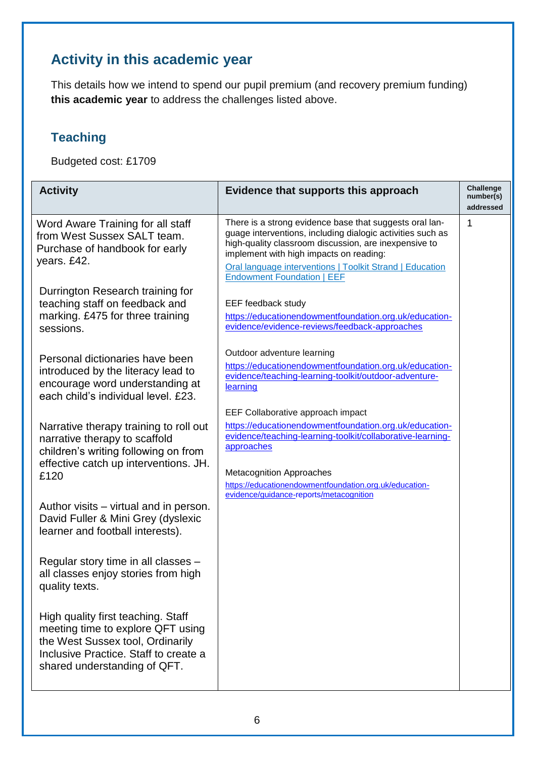## Activity in this academic year

This details how we intend to spend our pupil premium (and recovery premium funding) **this academic year** to address the challenges listed above.

### Teaching

Budgeted cost: £1709

| Activity | Evidence that supports this approach | Challenge number(s) addressed |
|---|---|---|
| Word Aware Training for all staff from West Sussex SALT team. Purchase of handbook for early years. £42.<br><br>Durrington Research training for teaching staff on feedback and marking. £475 for three training sessions.<br><br>Personal dictionaries have been introduced by the literacy lead to encourage word understanding at each child's individual level. £23.<br><br>Narrative therapy training to roll out narrative therapy to scaffold children's writing following on from effective catch up interventions. JH. £120<br><br>Author visits – virtual and in person. David Fuller & Mini Grey (dyslexic learner and football interests).<br><br>Regular story time in all classes – all classes enjoy stories from high quality texts.<br><br>High quality first teaching. Staff meeting time to explore QFT using the West Sussex tool, Ordinarily Inclusive Practice. Staff to create a shared understanding of QFT. | There is a strong evidence base that suggests oral language interventions, including dialogic activities such as high-quality classroom discussion, are inexpensive to implement with high impacts on reading:<br>Oral language interventions \| Toolkit Strand \| Education Endowment Foundation \| EEF<br><br>EEF feedback study<br>https://educationendowmentfoundation.org.uk/education-evidence/evidence-reviews/feedback-approaches<br><br>Outdoor adventure learning<br>https://educationendowmentfoundation.org.uk/education-evidence/teaching-learning-toolkit/outdoor-adventure-learning<br><br>EEF Collaborative approach impact<br>https://educationendowmentfoundation.org.uk/education-evidence/teaching-learning-toolkit/collaborative-learning-approaches<br><br>Metacognition Approaches<br>https://educationendowmentfoundation.org.uk/education-evidence/guidance-reports/metacognition | 1 |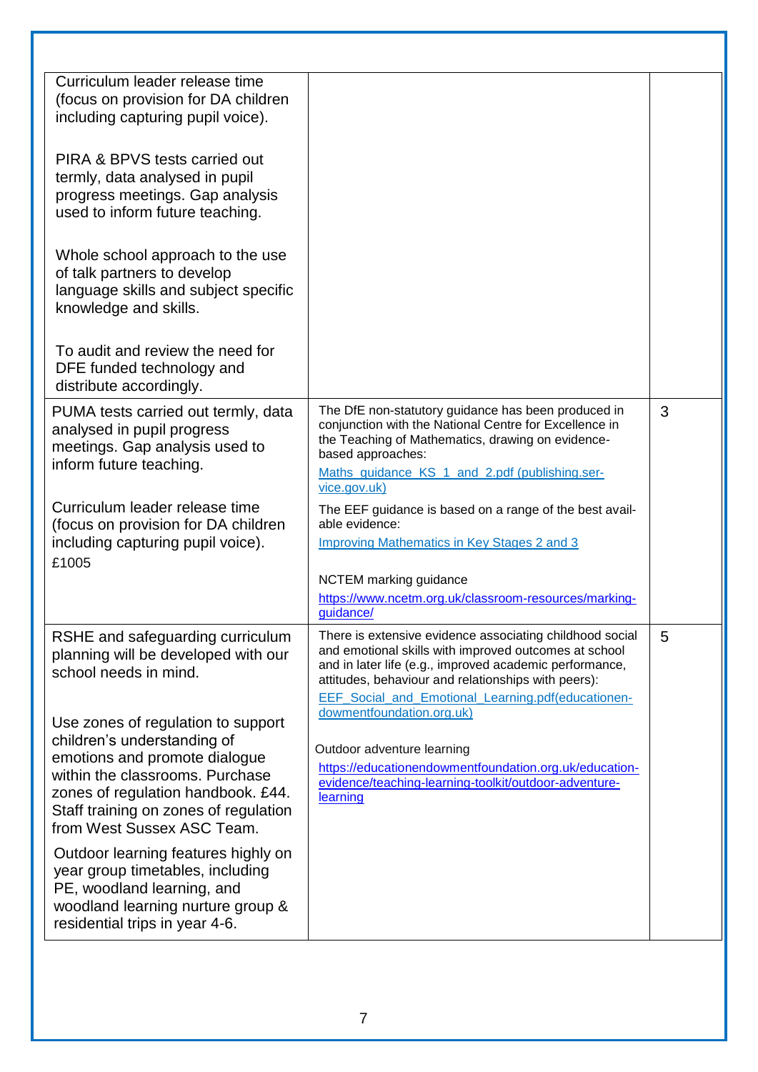| | | |
|---|---|---|
| Curriculum leader release time (focus on provision for DA children including capturing pupil voice).<br><br>PIRA & BPVS tests carried out termly, data analysed in pupil progress meetings. Gap analysis used to inform future teaching.<br><br>Whole school approach to the use of talk partners to develop language skills and subject specific knowledge and skills.<br><br>To audit and review the need for DFE funded technology and distribute accordingly. | | |
| PUMA tests carried out termly, data analysed in pupil progress meetings. Gap analysis used to inform future teaching.<br><br>Curriculum leader release time (focus on provision for DA children including capturing pupil voice). £1005 | The DfE non-statutory guidance has been produced in conjunction with the National Centre for Excellence in the Teaching of Mathematics, drawing on evidence-based approaches:<br>[Maths_guidance_KS_1_and_2.pdf (publishing.service.gov.uk)](Maths_guidance_KS_1_and_2.pdf)<br><br>The EEF guidance is based on a range of the best available evidence:<br>[Improving Mathematics in Key Stages 2 and 3](Improving Mathematics in Key Stages 2 and 3)<br><br>NCTEM marking guidance<br>https://www.ncetm.org.uk/classroom-resources/marking-guidance/ | 3 |
| RSHE and safeguarding curriculum planning will be developed with our school needs in mind.<br><br>Use zones of regulation to support children's understanding of emotions and promote dialogue within the classrooms. Purchase zones of regulation handbook. £44. Staff training on zones of regulation from West Sussex ASC Team.<br><br>Outdoor learning features highly on year group timetables, including PE, woodland learning, and woodland learning nurture group & residential trips in year 4-6. | There is extensive evidence associating childhood social and emotional skills with improved outcomes at school and in later life (e.g., improved academic performance, attitudes, behaviour and relationships with peers):<br>EEF_Social_and_Emotional_Learning.pdf(educationendowmentfoundation.org.uk)<br><br>Outdoor adventure learning<br>https://educationendowmentfoundation.org.uk/education-evidence/teaching-learning-toolkit/outdoor-adventure-learning | 5 |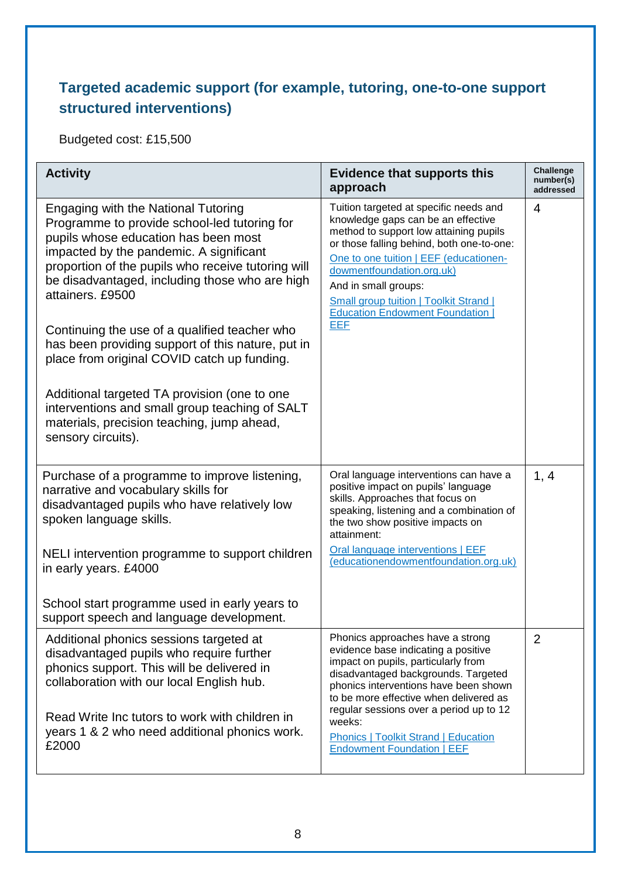## Targeted academic support (for example, tutoring, one-to-one support structured interventions)

Budgeted cost: £15,500

| Activity | Evidence that supports this approach | Challenge number(s) addressed |
|---|---|---|
| Engaging with the National Tutoring Programme to provide school-led tutoring for pupils whose education has been most impacted by the pandemic. A significant proportion of the pupils who receive tutoring will be disadvantaged, including those who are high attainers. £9500<br><br>Continuing the use of a qualified teacher who has been providing support of this nature, put in place from original COVID catch up funding.<br><br>Additional targeted TA provision (one to one interventions and small group teaching of SALT materials, precision teaching, jump ahead, sensory circuits). | Tuition targeted at specific needs and knowledge gaps can be an effective method to support low attaining pupils or those falling behind, both one-to-one:<br>One to one tuition \| EEF (educationendowmentfoundation.org.uk)<br>And in small groups:<br>Small group tuition \| Toolkit Strand \| Education Endowment Foundation \| EEF | 4 |
| Purchase of a programme to improve listening, narrative and vocabulary skills for disadvantaged pupils who have relatively low spoken language skills.<br><br>NELI intervention programme to support children in early years. £4000<br><br>School start programme used in early years to support speech and language development. | Oral language interventions can have a positive impact on pupils' language skills. Approaches that focus on speaking, listening and a combination of the two show positive impacts on attainment:<br>Oral language interventions \| EEF (educationendowmentfoundation.org.uk) | 1, 4 |
| Additional phonics sessions targeted at disadvantaged pupils who require further phonics support. This will be delivered in collaboration with our local English hub.<br><br>Read Write Inc tutors to work with children in years 1 & 2 who need additional phonics work. £2000 | Phonics approaches have a strong evidence base indicating a positive impact on pupils, particularly from disadvantaged backgrounds. Targeted phonics interventions have been shown to be more effective when delivered as regular sessions over a period up to 12 weeks:<br>Phonics \| Toolkit Strand \| Education Endowment Foundation \| EEF | 2 |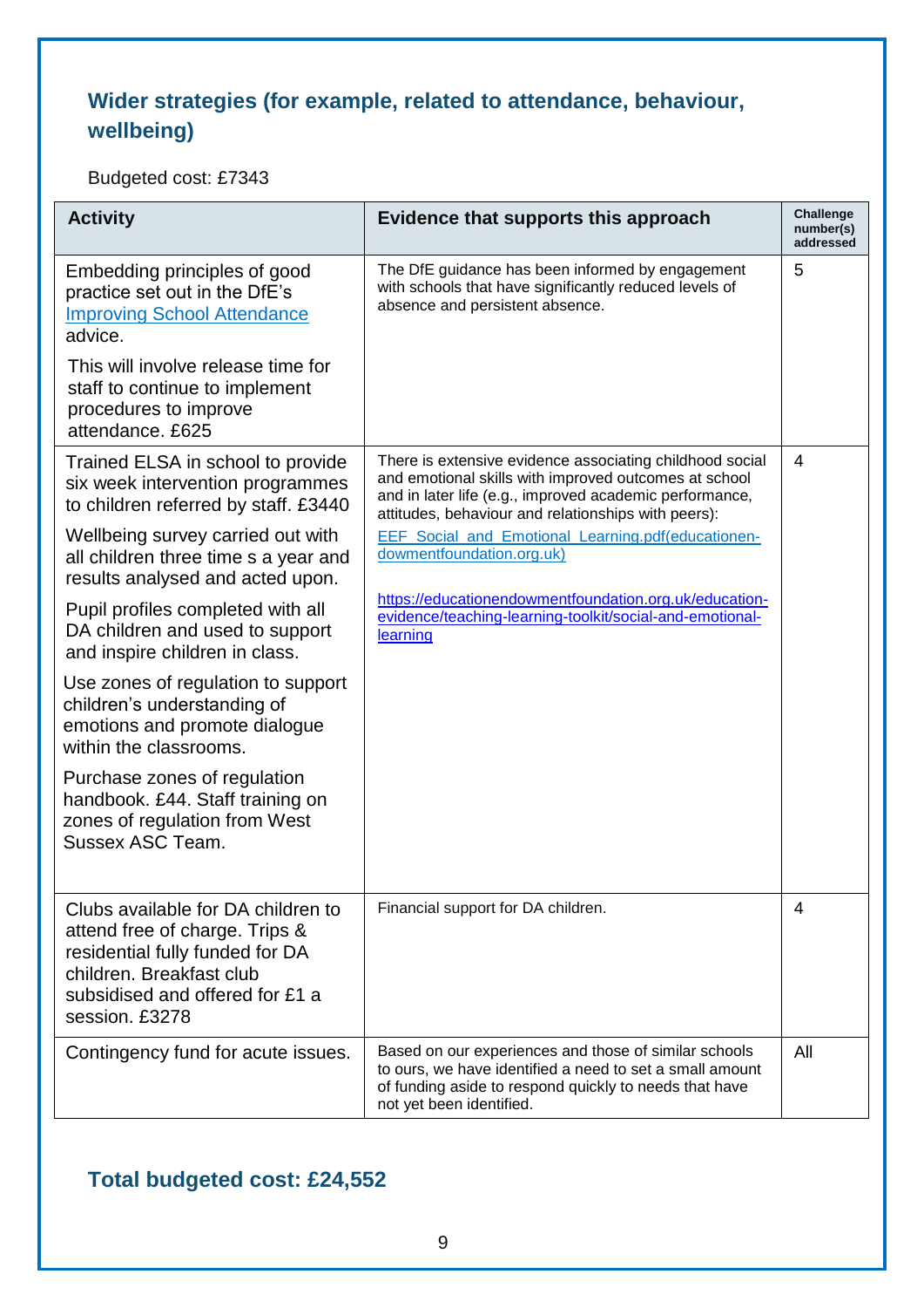## Wider strategies (for example, related to attendance, behaviour, wellbeing)

Budgeted cost: £7343

| Activity | Evidence that supports this approach | Challenge number(s) addressed |
|---|---|---|
| Embedding principles of good practice set out in the DfE's [Improving School Attendance](#) advice.<br><br>This will involve release time for staff to continue to implement procedures to improve attendance. £625 | The DfE guidance has been informed by engagement with schools that have significantly reduced levels of absence and persistent absence. | 5 |
| Trained ELSA in school to provide six week intervention programmes to children referred by staff. £3440<br><br>Wellbeing survey carried out with all children three time s a year and results analysed and acted upon.<br><br>Pupil profiles completed with all DA children and used to support and inspire children in class.<br><br>Use zones of regulation to support children's understanding of emotions and promote dialogue within the classrooms.<br><br>Purchase zones of regulation handbook. £44. Staff training on zones of regulation from West Sussex ASC Team. | There is extensive evidence associating childhood social and emotional skills with improved outcomes at school and in later life (e.g., improved academic performance, attitudes, behaviour and relationships with peers):<br>[EEF_Social_and_Emotional_Learning.pdf(educationendowmentfoundation.org.uk)](#)<br><br>[https://educationendowmentfoundation.org.uk/education-evidence/teaching-learning-toolkit/social-and-emotional-learning](https://educationendowmentfoundation.org.uk/education-evidence/teaching-learning-toolkit/social-and-emotional-learning) | 4 |
| Clubs available for DA children to attend free of charge. Trips & residential fully funded for DA children. Breakfast club subsidised and offered for £1 a session. £3278 | Financial support for DA children. | 4 |
| Contingency fund for acute issues. | Based on our experiences and those of similar schools to ours, we have identified a need to set a small amount of funding aside to respond quickly to needs that have not yet been identified. | All |

## Total budgeted cost: £24,552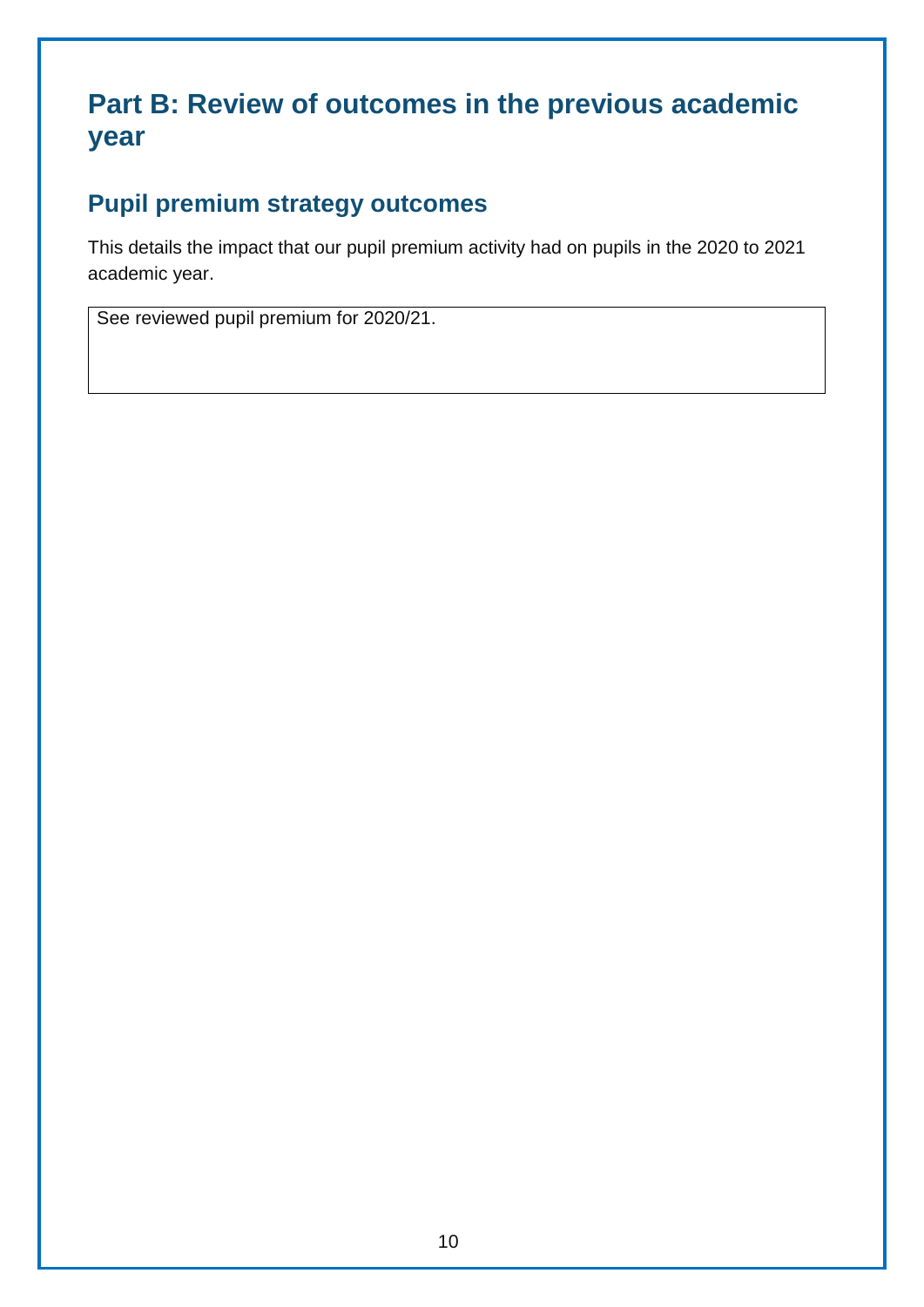# Part B: Review of outcomes in the previous academic year

## Pupil premium strategy outcomes

This details the impact that our pupil premium activity had on pupils in the 2020 to 2021 academic year.

| See reviewed pupil premium for 2020/21. |
|---|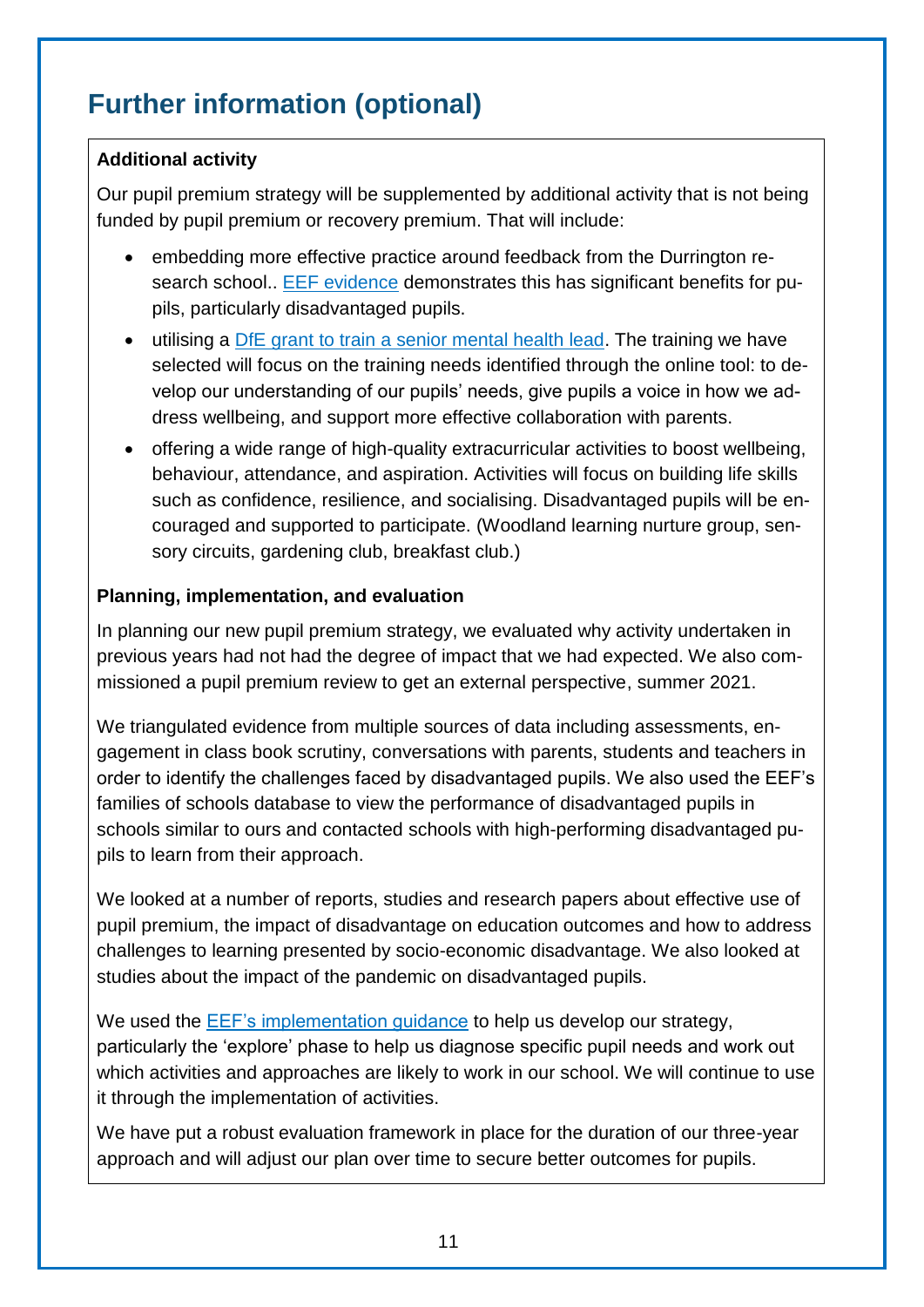## Further information (optional)

**Additional activity**

Our pupil premium strategy will be supplemented by additional activity that is not being funded by pupil premium or recovery premium. That will include:

- embedding more effective practice around feedback from the Durrington research school.. EEF evidence demonstrates this has significant benefits for pupils, particularly disadvantaged pupils.
- utilising a DfE grant to train a senior mental health lead. The training we have selected will focus on the training needs identified through the online tool: to develop our understanding of our pupils' needs, give pupils a voice in how we address wellbeing, and support more effective collaboration with parents.
- offering a wide range of high-quality extracurricular activities to boost wellbeing, behaviour, attendance, and aspiration. Activities will focus on building life skills such as confidence, resilience, and socialising. Disadvantaged pupils will be encouraged and supported to participate. (Woodland learning nurture group, sensory circuits, gardening club, breakfast club.)

**Planning, implementation, and evaluation**

In planning our new pupil premium strategy, we evaluated why activity undertaken in previous years had not had the degree of impact that we had expected. We also commissioned a pupil premium review to get an external perspective, summer 2021.

We triangulated evidence from multiple sources of data including assessments, engagement in class book scrutiny, conversations with parents, students and teachers in order to identify the challenges faced by disadvantaged pupils. We also used the EEF's families of schools database to view the performance of disadvantaged pupils in schools similar to ours and contacted schools with high-performing disadvantaged pupils to learn from their approach.

We looked at a number of reports, studies and research papers about effective use of pupil premium, the impact of disadvantage on education outcomes and how to address challenges to learning presented by socio-economic disadvantage. We also looked at studies about the impact of the pandemic on disadvantaged pupils.

We used the EEF's implementation guidance to help us develop our strategy, particularly the 'explore' phase to help us diagnose specific pupil needs and work out which activities and approaches are likely to work in our school. We will continue to use it through the implementation of activities.

We have put a robust evaluation framework in place for the duration of our three-year approach and will adjust our plan over time to secure better outcomes for pupils.